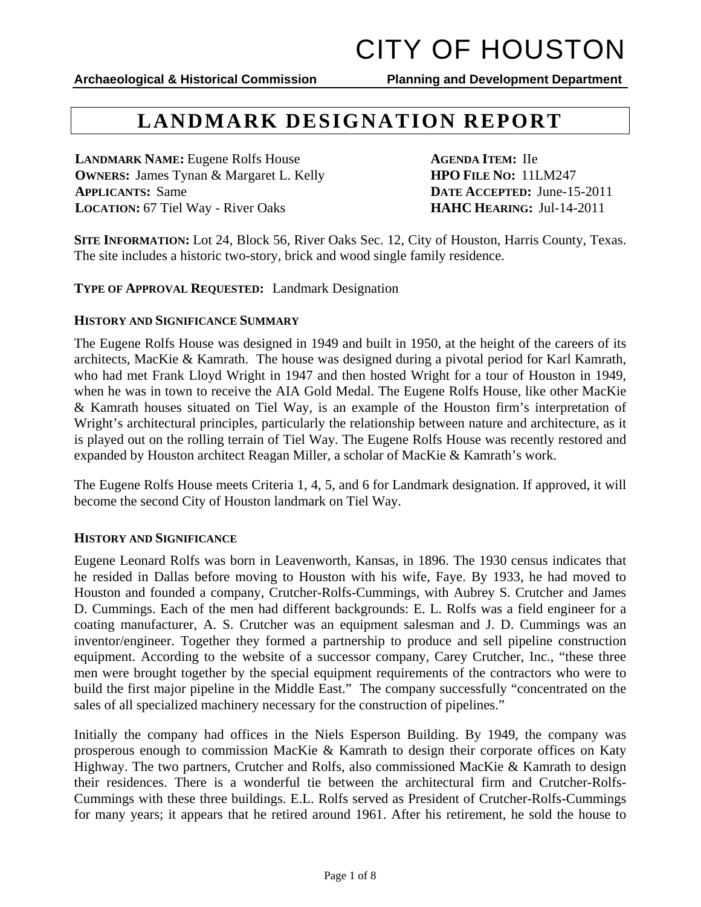# CITY OF HOUSTON

**Archaeological & Historical Commission** **Planning and Development Department**

## LANDMARK DESIGNATION REPORT

**LANDMARK NAME:** Eugene Rolfs House
**OWNERS:** James Tynan & Margaret L. Kelly
**APPLICANTS:** Same
**LOCATION:** 67 Tiel Way - River Oaks

**AGENDA ITEM:** IIe
**HPO FILE NO:** 11LM247
**DATE ACCEPTED:** June-15-2011
**HAHC HEARING:** Jul-14-2011

**SITE INFORMATION:** Lot 24, Block 56, River Oaks Sec. 12, City of Houston, Harris County, Texas. The site includes a historic two-story, brick and wood single family residence.

**TYPE OF APPROVAL REQUESTED:** Landmark Designation

### HISTORY AND SIGNIFICANCE SUMMARY

The Eugene Rolfs House was designed in 1949 and built in 1950, at the height of the careers of its architects, MacKie & Kamrath. The house was designed during a pivotal period for Karl Kamrath, who had met Frank Lloyd Wright in 1947 and then hosted Wright for a tour of Houston in 1949, when he was in town to receive the AIA Gold Medal. The Eugene Rolfs House, like other MacKie & Kamrath houses situated on Tiel Way, is an example of the Houston firm's interpretation of Wright's architectural principles, particularly the relationship between nature and architecture, as it is played out on the rolling terrain of Tiel Way. The Eugene Rolfs House was recently restored and expanded by Houston architect Reagan Miller, a scholar of MacKie & Kamrath's work.

The Eugene Rolfs House meets Criteria 1, 4, 5, and 6 for Landmark designation. If approved, it will become the second City of Houston landmark on Tiel Way.

### HISTORY AND SIGNIFICANCE

Eugene Leonard Rolfs was born in Leavenworth, Kansas, in 1896. The 1930 census indicates that he resided in Dallas before moving to Houston with his wife, Faye. By 1933, he had moved to Houston and founded a company, Crutcher-Rolfs-Cummings, with Aubrey S. Crutcher and James D. Cummings. Each of the men had different backgrounds: E. L. Rolfs was a field engineer for a coating manufacturer, A. S. Crutcher was an equipment salesman and J. D. Cummings was an inventor/engineer. Together they formed a partnership to produce and sell pipeline construction equipment. According to the website of a successor company, Carey Crutcher, Inc., "these three men were brought together by the special equipment requirements of the contractors who were to build the first major pipeline in the Middle East." The company successfully "concentrated on the sales of all specialized machinery necessary for the construction of pipelines."

Initially the company had offices in the Niels Esperson Building. By 1949, the company was prosperous enough to commission MacKie & Kamrath to design their corporate offices on Katy Highway. The two partners, Crutcher and Rolfs, also commissioned MacKie & Kamrath to design their residences. There is a wonderful tie between the architectural firm and Crutcher-Rolfs-Cummings with these three buildings. E.L. Rolfs served as President of Crutcher-Rolfs-Cummings for many years; it appears that he retired around 1961. After his retirement, he sold the house to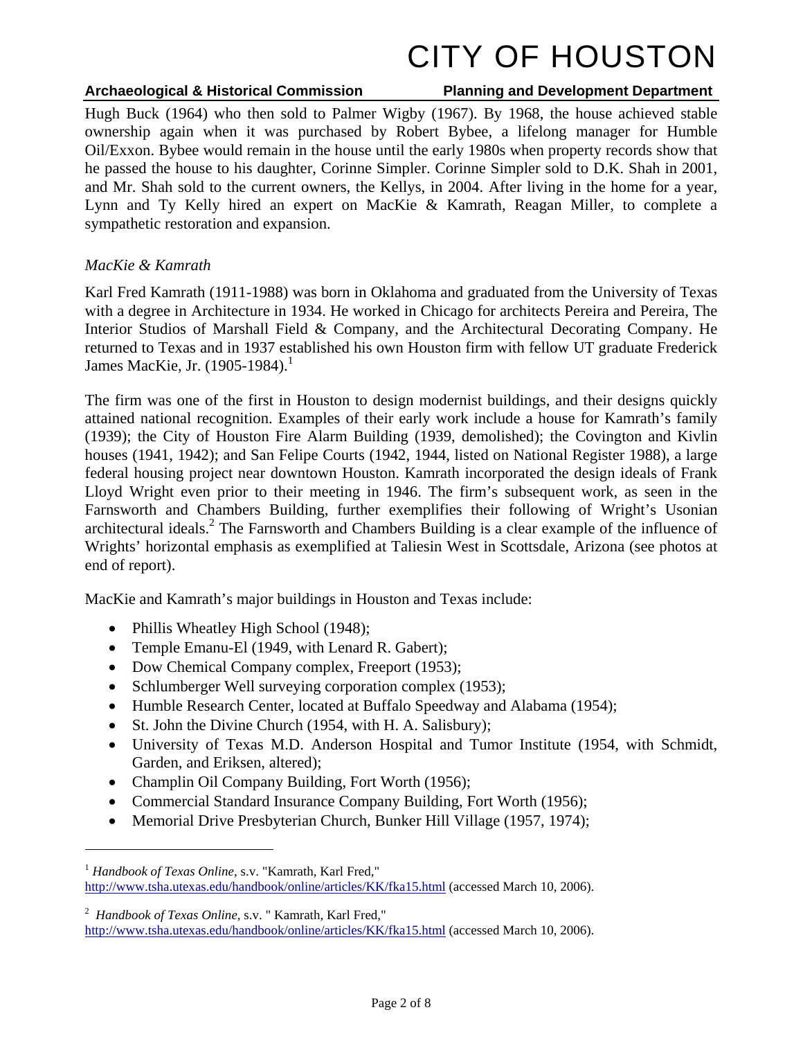Hugh Buck (1964) who then sold to Palmer Wigby (1967). By 1968, the house achieved stable ownership again when it was purchased by Robert Bybee, a lifelong manager for Humble Oil/Exxon. Bybee would remain in the house until the early 1980s when property records show that he passed the house to his daughter, Corinne Simpler. Corinne Simpler sold to D.K. Shah in 2001, and Mr. Shah sold to the current owners, the Kellys, in 2004. After living in the home for a year, Lynn and Ty Kelly hired an expert on MacKie & Kamrath, Reagan Miller, to complete a sympathetic restoration and expansion.

*MacKie & Kamrath*

Karl Fred Kamrath (1911-1988) was born in Oklahoma and graduated from the University of Texas with a degree in Architecture in 1934. He worked in Chicago for architects Pereira and Pereira, The Interior Studios of Marshall Field & Company, and the Architectural Decorating Company. He returned to Texas and in 1937 established his own Houston firm with fellow UT graduate Frederick James MacKie, Jr. (1905-1984).[1]

The firm was one of the first in Houston to design modernist buildings, and their designs quickly attained national recognition. Examples of their early work include a house for Kamrath's family (1939); the City of Houston Fire Alarm Building (1939, demolished); the Covington and Kivlin houses (1941, 1942); and San Felipe Courts (1942, 1944, listed on National Register 1988), a large federal housing project near downtown Houston. Kamrath incorporated the design ideals of Frank Lloyd Wright even prior to their meeting in 1946. The firm's subsequent work, as seen in the Farnsworth and Chambers Building, further exemplifies their following of Wright's Usonian architectural ideals.[2] The Farnsworth and Chambers Building is a clear example of the influence of Wrights' horizontal emphasis as exemplified at Taliesin West in Scottsdale, Arizona (see photos at end of report).

MacKie and Kamrath's major buildings in Houston and Texas include:

- Phillis Wheatley High School (1948);
- Temple Emanu-El (1949, with Lenard R. Gabert);
- Dow Chemical Company complex, Freeport (1953);
- Schlumberger Well surveying corporation complex (1953);
- Humble Research Center, located at Buffalo Speedway and Alabama (1954);
- St. John the Divine Church (1954, with H. A. Salisbury);
- University of Texas M.D. Anderson Hospital and Tumor Institute (1954, with Schmidt, Garden, and Eriksen, altered);
- Champlin Oil Company Building, Fort Worth (1956);
- Commercial Standard Insurance Company Building, Fort Worth (1956);
- Memorial Drive Presbyterian Church, Bunker Hill Village (1957, 1974);

---

[1] *Handbook of Texas Online*, s.v. "Kamrath, Karl Fred," http://www.tsha.utexas.edu/handbook/online/articles/KK/fka15.html (accessed March 10, 2006).

[2] *Handbook of Texas Online*, s.v. " Kamrath, Karl Fred," http://www.tsha.utexas.edu/handbook/online/articles/KK/fka15.html (accessed March 10, 2006).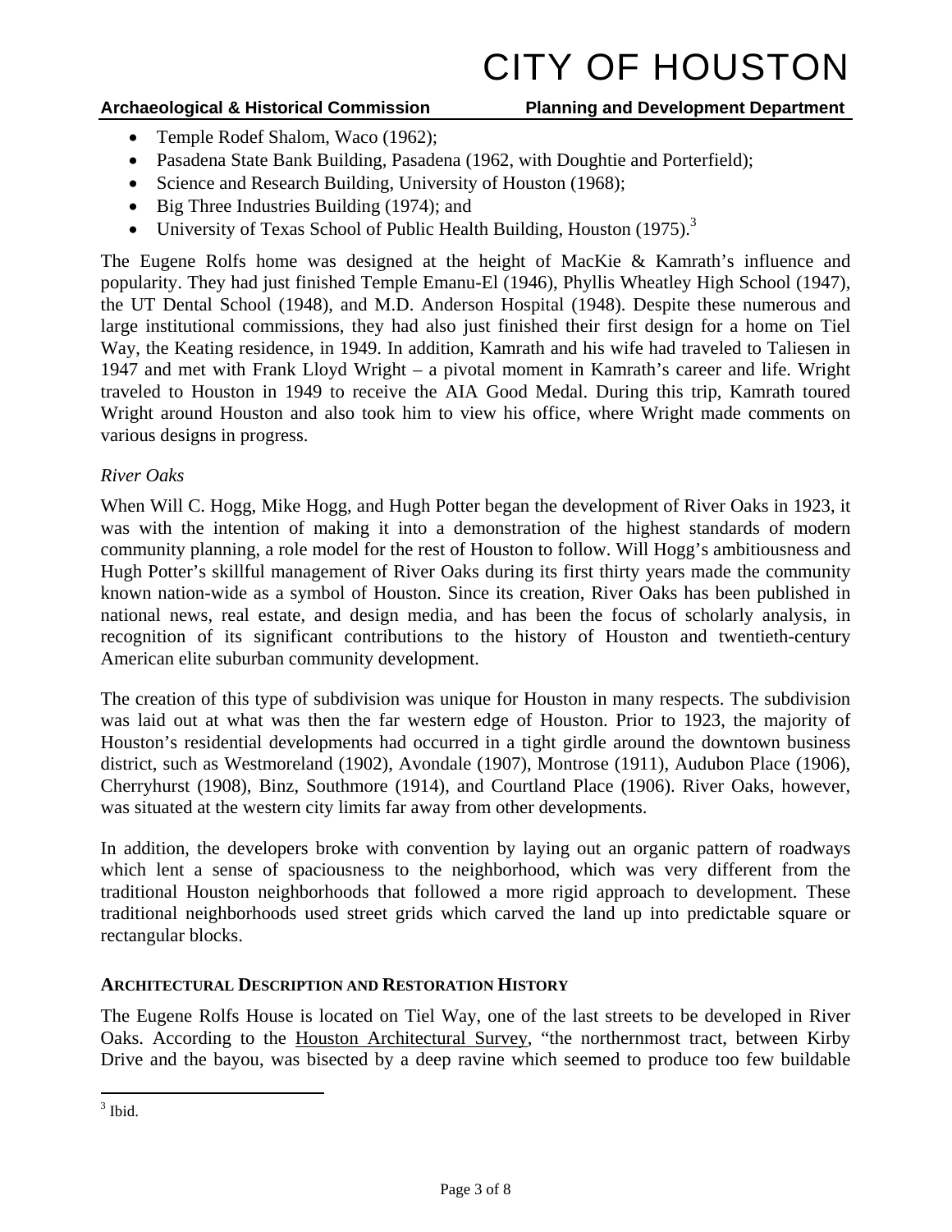- Temple Rodef Shalom, Waco (1962);
- Pasadena State Bank Building, Pasadena (1962, with Doughtie and Porterfield);
- Science and Research Building, University of Houston (1968);
- Big Three Industries Building (1974); and
- University of Texas School of Public Health Building, Houston (1975).[3]

The Eugene Rolfs home was designed at the height of MacKie & Kamrath's influence and popularity. They had just finished Temple Emanu-El (1946), Phyllis Wheatley High School (1947), the UT Dental School (1948), and M.D. Anderson Hospital (1948). Despite these numerous and large institutional commissions, they had also just finished their first design for a home on Tiel Way, the Keating residence, in 1949. In addition, Kamrath and his wife had traveled to Taliesen in 1947 and met with Frank Lloyd Wright – a pivotal moment in Kamrath's career and life. Wright traveled to Houston in 1949 to receive the AIA Good Medal. During this trip, Kamrath toured Wright around Houston and also took him to view his office, where Wright made comments on various designs in progress.

*River Oaks*

When Will C. Hogg, Mike Hogg, and Hugh Potter began the development of River Oaks in 1923, it was with the intention of making it into a demonstration of the highest standards of modern community planning, a role model for the rest of Houston to follow. Will Hogg's ambitiousness and Hugh Potter's skillful management of River Oaks during its first thirty years made the community known nation-wide as a symbol of Houston. Since its creation, River Oaks has been published in national news, real estate, and design media, and has been the focus of scholarly analysis, in recognition of its significant contributions to the history of Houston and twentieth-century American elite suburban community development.

The creation of this type of subdivision was unique for Houston in many respects. The subdivision was laid out at what was then the far western edge of Houston. Prior to 1923, the majority of Houston's residential developments had occurred in a tight girdle around the downtown business district, such as Westmoreland (1902), Avondale (1907), Montrose (1911), Audubon Place (1906), Cherryhurst (1908), Binz, Southmore (1914), and Courtland Place (1906). River Oaks, however, was situated at the western city limits far away from other developments.

In addition, the developers broke with convention by laying out an organic pattern of roadways which lent a sense of spaciousness to the neighborhood, which was very different from the traditional Houston neighborhoods that followed a more rigid approach to development. These traditional neighborhoods used street grids which carved the land up into predictable square or rectangular blocks.

## ARCHITECTURAL DESCRIPTION AND RESTORATION HISTORY

The Eugene Rolfs House is located on Tiel Way, one of the last streets to be developed in River Oaks. According to the Houston Architectural Survey, "the northernmost tract, between Kirby Drive and the bayou, was bisected by a deep ravine which seemed to produce too few buildable

[3] Ibid.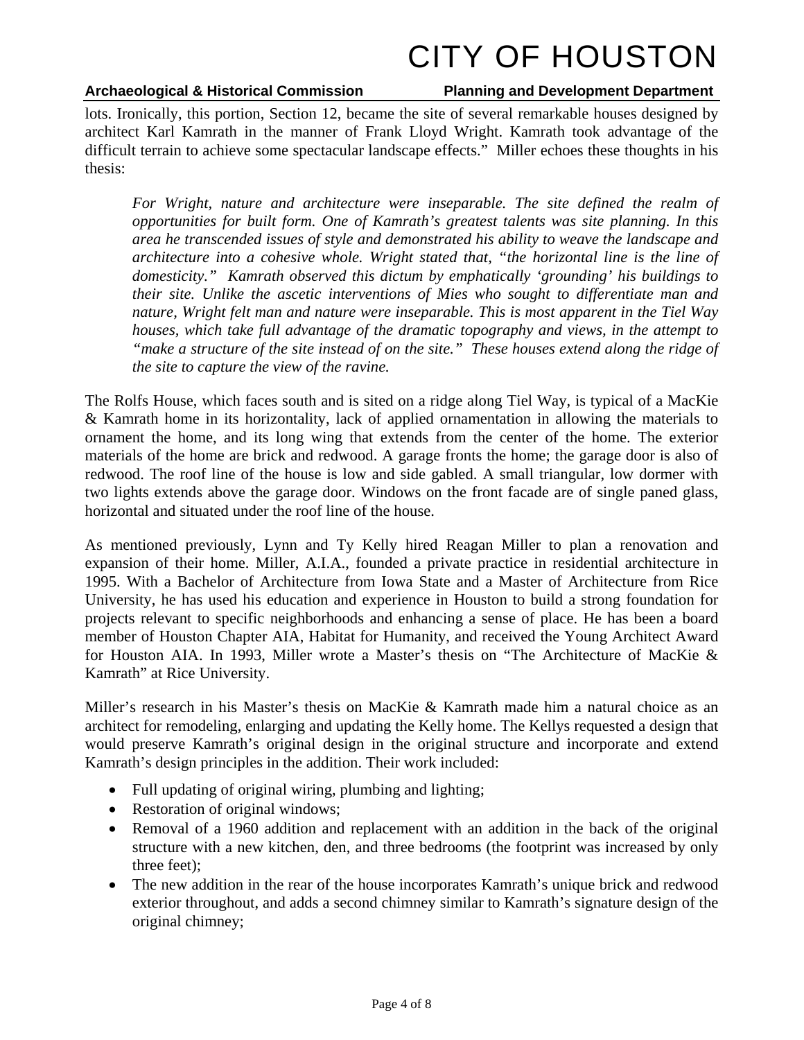lots. Ironically, this portion, Section 12, became the site of several remarkable houses designed by architect Karl Kamrath in the manner of Frank Lloyd Wright. Kamrath took advantage of the difficult terrain to achieve some spectacular landscape effects." Miller echoes these thoughts in his thesis:

> *For Wright, nature and architecture were inseparable. The site defined the realm of opportunities for built form. One of Kamrath's greatest talents was site planning. In this area he transcended issues of style and demonstrated his ability to weave the landscape and architecture into a cohesive whole. Wright stated that, "the horizontal line is the line of domesticity." Kamrath observed this dictum by emphatically 'grounding' his buildings to their site. Unlike the ascetic interventions of Mies who sought to differentiate man and nature, Wright felt man and nature were inseparable. This is most apparent in the Tiel Way houses, which take full advantage of the dramatic topography and views, in the attempt to "make a structure of the site instead of on the site." These houses extend along the ridge of the site to capture the view of the ravine.*

The Rolfs House, which faces south and is sited on a ridge along Tiel Way, is typical of a MacKie & Kamrath home in its horizontality, lack of applied ornamentation in allowing the materials to ornament the home, and its long wing that extends from the center of the home. The exterior materials of the home are brick and redwood. A garage fronts the home; the garage door is also of redwood. The roof line of the house is low and side gabled. A small triangular, low dormer with two lights extends above the garage door. Windows on the front facade are of single paned glass, horizontal and situated under the roof line of the house.

As mentioned previously, Lynn and Ty Kelly hired Reagan Miller to plan a renovation and expansion of their home. Miller, A.I.A., founded a private practice in residential architecture in 1995. With a Bachelor of Architecture from Iowa State and a Master of Architecture from Rice University, he has used his education and experience in Houston to build a strong foundation for projects relevant to specific neighborhoods and enhancing a sense of place. He has been a board member of Houston Chapter AIA, Habitat for Humanity, and received the Young Architect Award for Houston AIA. In 1993, Miller wrote a Master's thesis on "The Architecture of MacKie & Kamrath" at Rice University.

Miller's research in his Master's thesis on MacKie & Kamrath made him a natural choice as an architect for remodeling, enlarging and updating the Kelly home. The Kellys requested a design that would preserve Kamrath's original design in the original structure and incorporate and extend Kamrath's design principles in the addition. Their work included:

- Full updating of original wiring, plumbing and lighting;
- Restoration of original windows;
- Removal of a 1960 addition and replacement with an addition in the back of the original structure with a new kitchen, den, and three bedrooms (the footprint was increased by only three feet);
- The new addition in the rear of the house incorporates Kamrath's unique brick and redwood exterior throughout, and adds a second chimney similar to Kamrath's signature design of the original chimney;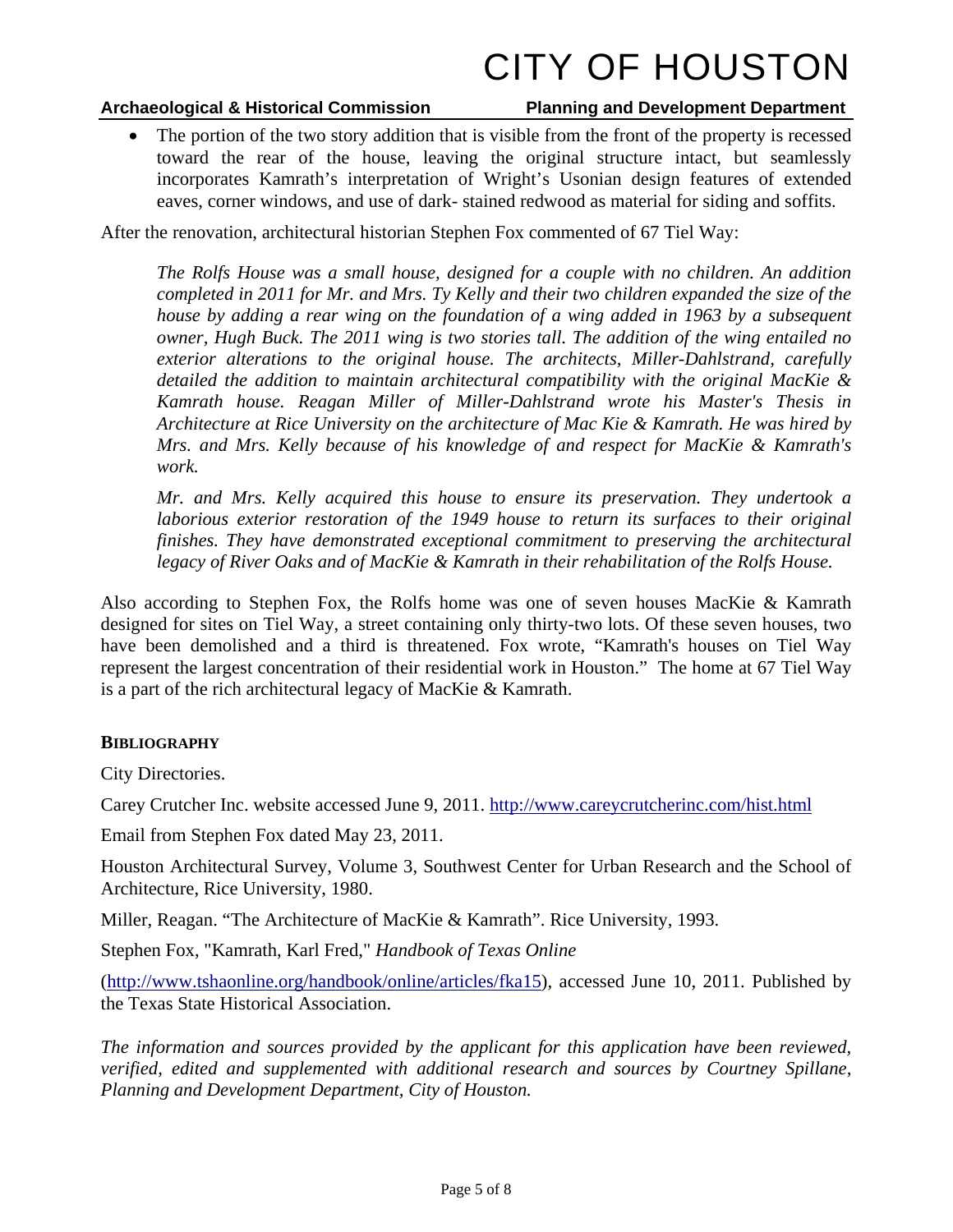- The portion of the two story addition that is visible from the front of the property is recessed toward the rear of the house, leaving the original structure intact, but seamlessly incorporates Kamrath's interpretation of Wright's Usonian design features of extended eaves, corner windows, and use of dark- stained redwood as material for siding and soffits.

After the renovation, architectural historian Stephen Fox commented of 67 Tiel Way:

> *The Rolfs House was a small house, designed for a couple with no children. An addition completed in 2011 for Mr. and Mrs. Ty Kelly and their two children expanded the size of the house by adding a rear wing on the foundation of a wing added in 1963 by a subsequent owner, Hugh Buck. The 2011 wing is two stories tall. The addition of the wing entailed no exterior alterations to the original house. The architects, Miller-Dahlstrand, carefully detailed the addition to maintain architectural compatibility with the original MacKie & Kamrath house. Reagan Miller of Miller-Dahlstrand wrote his Master's Thesis in Architecture at Rice University on the architecture of Mac Kie & Kamrath. He was hired by Mrs. and Mrs. Kelly because of his knowledge of and respect for MacKie & Kamrath's work.*
>
> *Mr. and Mrs. Kelly acquired this house to ensure its preservation. They undertook a laborious exterior restoration of the 1949 house to return its surfaces to their original finishes. They have demonstrated exceptional commitment to preserving the architectural legacy of River Oaks and of MacKie & Kamrath in their rehabilitation of the Rolfs House.*

Also according to Stephen Fox, the Rolfs home was one of seven houses MacKie & Kamrath designed for sites on Tiel Way, a street containing only thirty-two lots. Of these seven houses, two have been demolished and a third is threatened. Fox wrote, "Kamrath's houses on Tiel Way represent the largest concentration of their residential work in Houston." The home at 67 Tiel Way is a part of the rich architectural legacy of MacKie & Kamrath.

## BIBLIOGRAPHY

City Directories.

Carey Crutcher Inc. website accessed June 9, 2011. http://www.careycrutcherinc.com/hist.html

Email from Stephen Fox dated May 23, 2011.

Houston Architectural Survey, Volume 3, Southwest Center for Urban Research and the School of Architecture, Rice University, 1980.

Miller, Reagan. "The Architecture of MacKie & Kamrath". Rice University, 1993.

Stephen Fox, "Kamrath, Karl Fred," *Handbook of Texas Online*

(http://www.tshaonline.org/handbook/online/articles/fka15), accessed June 10, 2011. Published by the Texas State Historical Association.

*The information and sources provided by the applicant for this application have been reviewed, verified, edited and supplemented with additional research and sources by Courtney Spillane, Planning and Development Department, City of Houston.*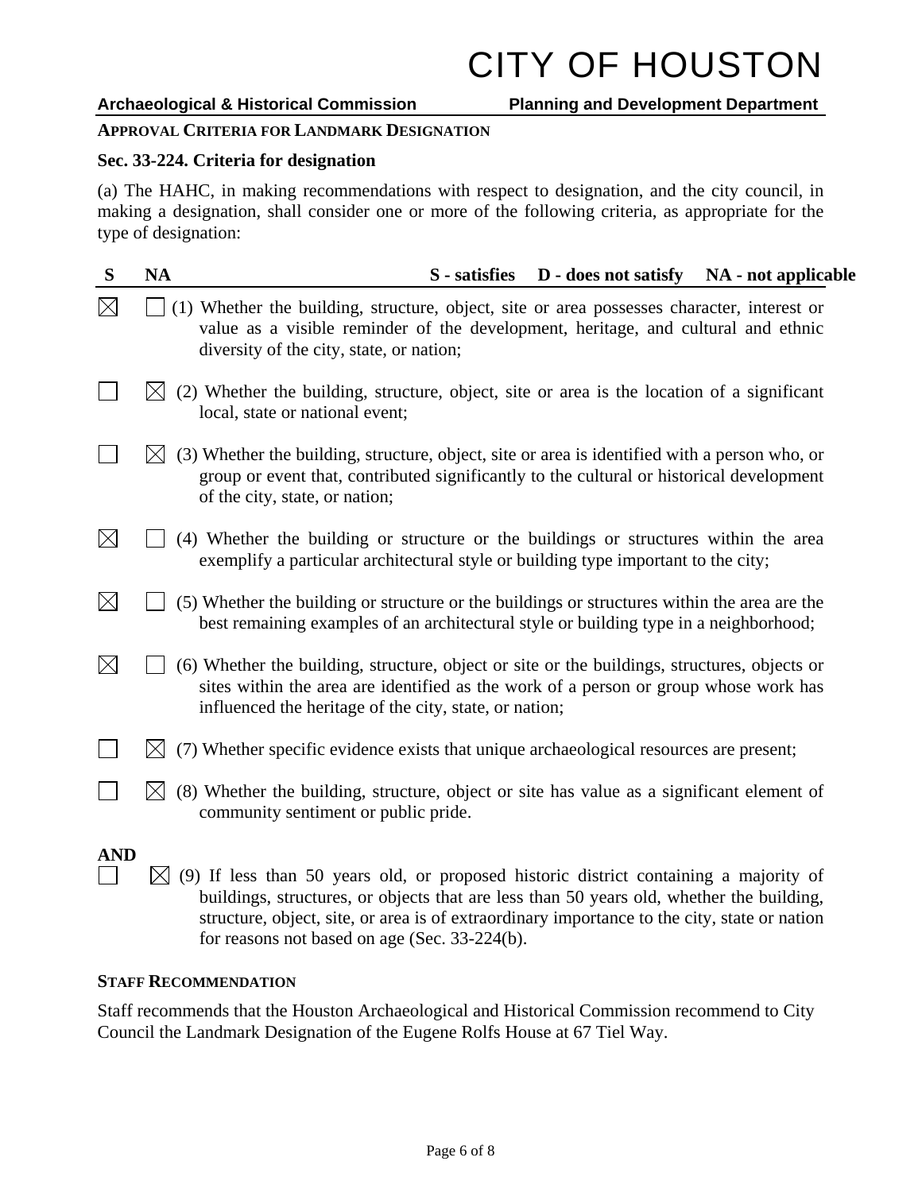**APPROVAL CRITERIA FOR LANDMARK DESIGNATION**

**Sec. 33-224. Criteria for designation**

(a) The HAHC, in making recommendations with respect to designation, and the city council, in making a designation, shall consider one or more of the following criteria, as appropriate for the type of designation:

**S - satisfies D - does not satisfy NA - not applicable**

| S | NA | Criteria |
|---|---|---|
| ☒ | ☐ | (1) Whether the building, structure, object, site or area possesses character, interest or value as a visible reminder of the development, heritage, and cultural and ethnic diversity of the city, state, or nation; |
| ☐ | ☒ | (2) Whether the building, structure, object, site or area is the location of a significant local, state or national event; |
| ☐ | ☒ | (3) Whether the building, structure, object, site or area is identified with a person who, or group or event that, contributed significantly to the cultural or historical development of the city, state, or nation; |
| ☒ | ☐ | (4) Whether the building or structure or the buildings or structures within the area exemplify a particular architectural style or building type important to the city; |
| ☒ | ☐ | (5) Whether the building or structure or the buildings or structures within the area are the best remaining examples of an architectural style or building type in a neighborhood; |
| ☒ | ☐ | (6) Whether the building, structure, object or site or the buildings, structures, objects or sites within the area are identified as the work of a person or group whose work has influenced the heritage of the city, state, or nation; |
| ☐ | ☒ | (7) Whether specific evidence exists that unique archaeological resources are present; |
| ☐ | ☒ | (8) Whether the building, structure, object or site has value as a significant element of community sentiment or public pride. |

**AND**

| S | NA | Criteria |
|---|---|---|
| ☐ | ☒ | (9) If less than 50 years old, or proposed historic district containing a majority of buildings, structures, or objects that are less than 50 years old, whether the building, structure, object, site, or area is of extraordinary importance to the city, state or nation for reasons not based on age (Sec. 33-224(b). |

**STAFF RECOMMENDATION**

Staff recommends that the Houston Archaeological and Historical Commission recommend to City Council the Landmark Designation of the Eugene Rolfs House at 67 Tiel Way.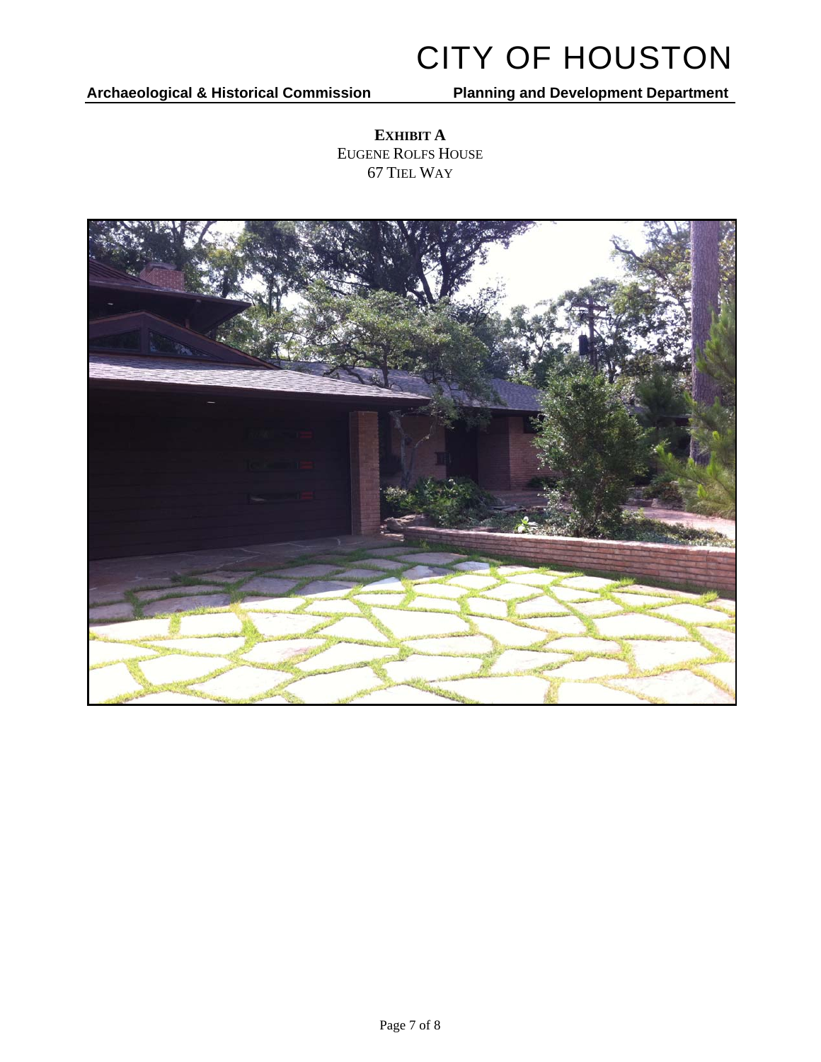# CITY OF HOUSTON

**Archaeological & Historical Commission** **Planning and Development Department**

**EXHIBIT A**
EUGENE ROLFS HOUSE
67 TIEL WAY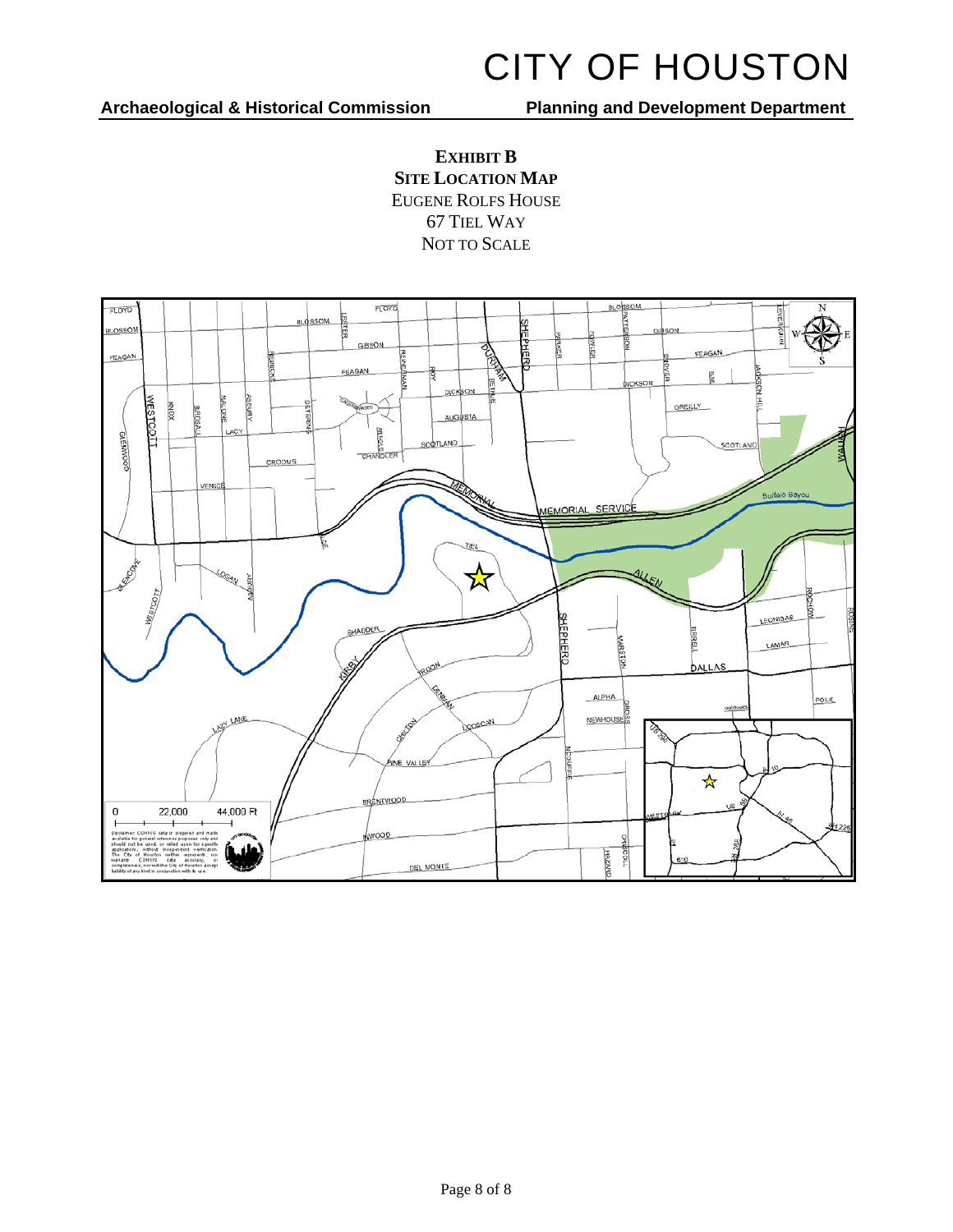# CITY OF HOUSTON

**Archaeological & Historical Commission** **Planning and Development Department**

**EXHIBIT B**
**SITE LOCATION MAP**
EUGENE ROLFS HOUSE
67 TIEL WAY
NOT TO SCALE

FLOYD
BLOSSOM
FEAGAN
GIBSON
DICKSON
AUGUSTA
SCOTLAND
CHANDLER
CROOMS
VENICE
WESTCOTT
KNOX
BIRDSALL
MALONE
ASBURY
LACY
DETERING
REINICKE
REINERMAN
ROY
DURHAM
BETHJE
SHEPHERD
PARKER
FOWLER
PATTERSON
SNOVER
SUE
JACKSON HILL
OREILLY
WAUGH
GLENWOOD
MEMORIAL
MEMORIAL SERVICE
Buffalo Bayou
TIEL
ALLEN
GLENCOVE
LOGAN
SHADDER
KIRBY
TROON
DENHAM
CHILTON
COSCAN
LAZY LANE
PINE VALLEY
BRENTWOOD
WOOD
DEL MONTE
MCDUFFIE
MARSTON
TIRRELL
ROCHOW
LEONIDAS
LAMAR
DALLAS
ALPHA
NEWHOUSE
GROSS
POLK
HAZARD
DRISCOLL
ROSINE

0 22,000 44,000 Ft

Disclaimer: COHGIS data is prepared and made available for general reference purposes only and should not be used, or relied upon for specific applications, without independent verification. The City of Houston neither represents, nor warrants COHGIS data accuracy, or completeness, nor will the City of Houston accept liability of any kind in conjunction with its use.

US 290
IH 10
US 59
IH 45
SH 225
WESTPARK
SH 288
610